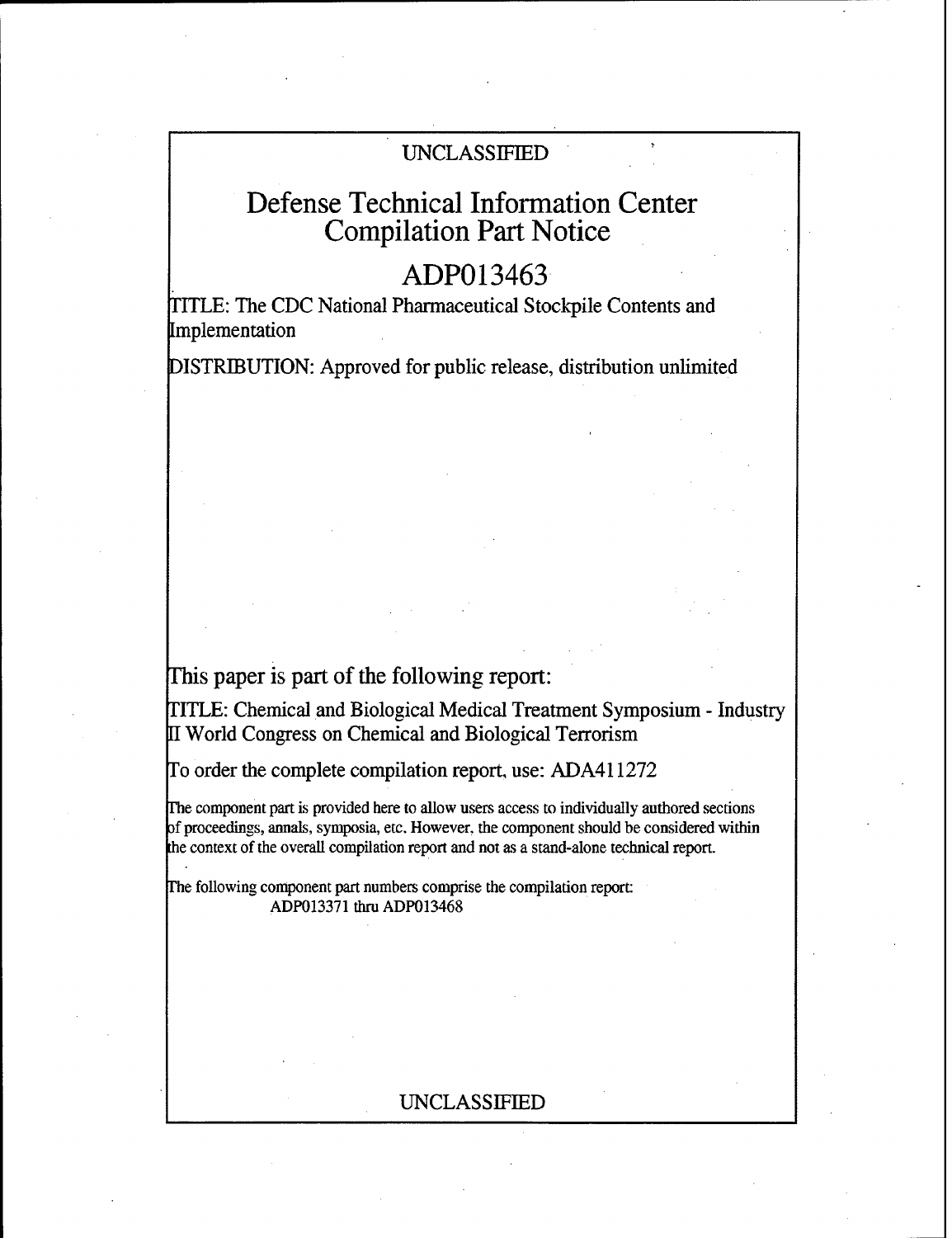UNCLASSIFIED

# Defense Technical Information Center Compilation Part Notice

## ADP013463

TITLE: The CDC National Pharmaceutical Stockpile Contents and Implementation

DISTRIBUTION: Approved for public release, distribution unlimited

This paper is part of the following report:

TITLE: Chemical and Biological Medical Treatment Symposium - Industry II World Congress on Chemical and Biological Terrorism

To order the complete compilation report, use: ADA411272

The component part is provided here to allow users access to individually authored sections of proceedings, annals, symposia, etc. However, the component should be considered within the context of the overall compilation report and not as a stand-alone technical report.

The following component part numbers comprise the compilation report:
ADP013371 thru ADP013468

UNCLASSIFIED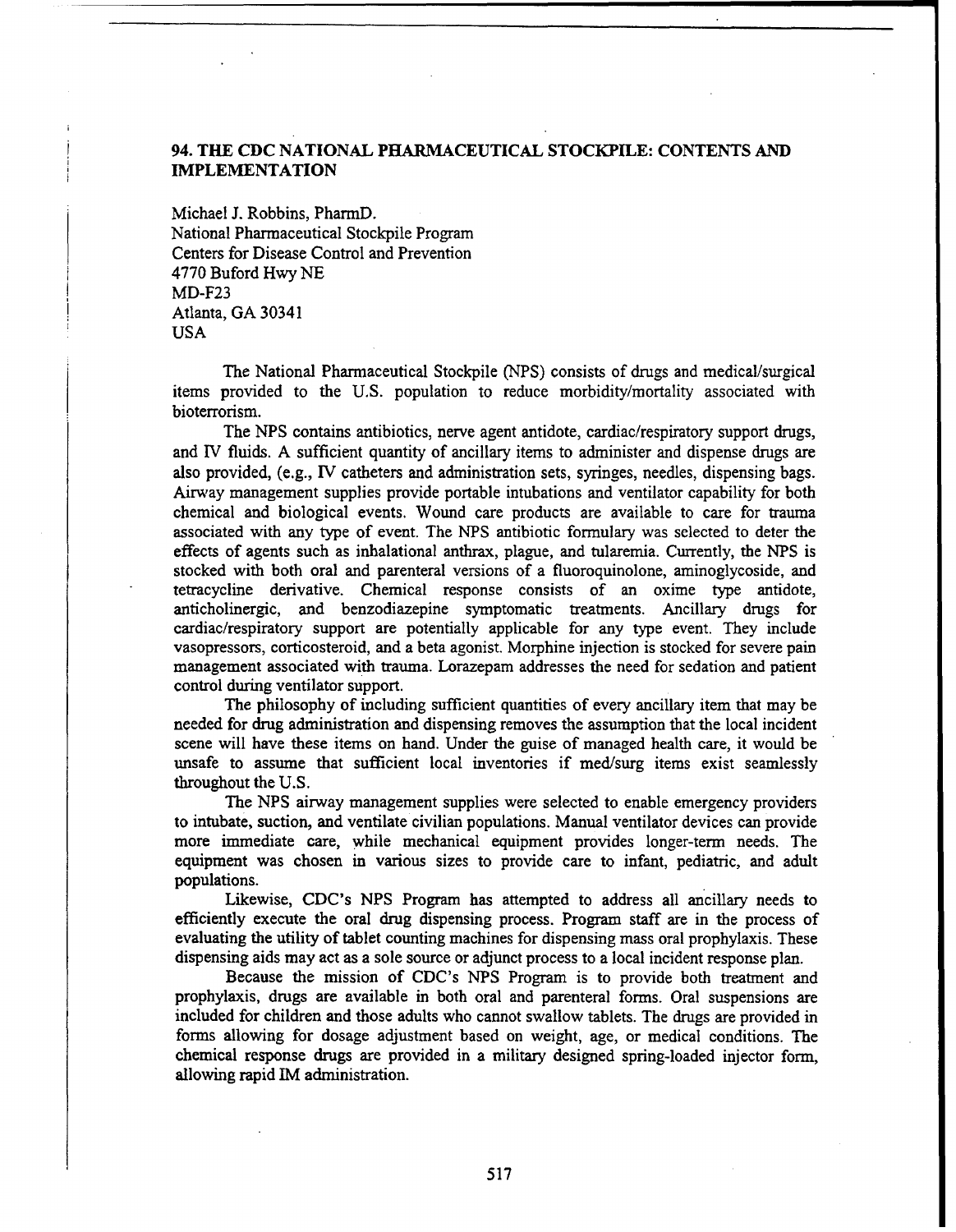## 94. THE CDC NATIONAL PHARMACEUTICAL STOCKPILE: CONTENTS AND IMPLEMENTATION

Michael J. Robbins, PharmD.
National Pharmaceutical Stockpile Program
Centers for Disease Control and Prevention
4770 Buford Hwy NE
MD-F23
Atlanta, GA 30341
USA

The National Pharmaceutical Stockpile (NPS) consists of drugs and medical/surgical items provided to the U.S. population to reduce morbidity/mortality associated with bioterrorism.

The NPS contains antibiotics, nerve agent antidote, cardiac/respiratory support drugs, and IV fluids. A sufficient quantity of ancillary items to administer and dispense drugs are also provided, (e.g., IV catheters and administration sets, syringes, needles, dispensing bags. Airway management supplies provide portable intubations and ventilator capability for both chemical and biological events. Wound care products are available to care for trauma associated with any type of event. The NPS antibiotic formulary was selected to deter the effects of agents such as inhalational anthrax, plague, and tularemia. Currently, the NPS is stocked with both oral and parenteral versions of a fluoroquinolone, aminoglycoside, and tetracycline derivative. Chemical response consists of an oxime type antidote, anticholinergic, and benzodiazepine symptomatic treatments. Ancillary drugs for cardiac/respiratory support are potentially applicable for any type event. They include vasopressors, corticosteroid, and a beta agonist. Morphine injection is stocked for severe pain management associated with trauma. Lorazepam addresses the need for sedation and patient control during ventilator support.

The philosophy of including sufficient quantities of every ancillary item that may be needed for drug administration and dispensing removes the assumption that the local incident scene will have these items on hand. Under the guise of managed health care, it would be unsafe to assume that sufficient local inventories if med/surg items exist seamlessly throughout the U.S.

The NPS airway management supplies were selected to enable emergency providers to intubate, suction, and ventilate civilian populations. Manual ventilator devices can provide more immediate care, while mechanical equipment provides longer-term needs. The equipment was chosen in various sizes to provide care to infant, pediatric, and adult populations.

Likewise, CDC's NPS Program has attempted to address all ancillary needs to efficiently execute the oral drug dispensing process. Program staff are in the process of evaluating the utility of tablet counting machines for dispensing mass oral prophylaxis. These dispensing aids may act as a sole source or adjunct process to a local incident response plan.

Because the mission of CDC's NPS Program is to provide both treatment and prophylaxis, drugs are available in both oral and parenteral forms. Oral suspensions are included for children and those adults who cannot swallow tablets. The drugs are provided in forms allowing for dosage adjustment based on weight, age, or medical conditions. The chemical response drugs are provided in a military designed spring-loaded injector form, allowing rapid IM administration.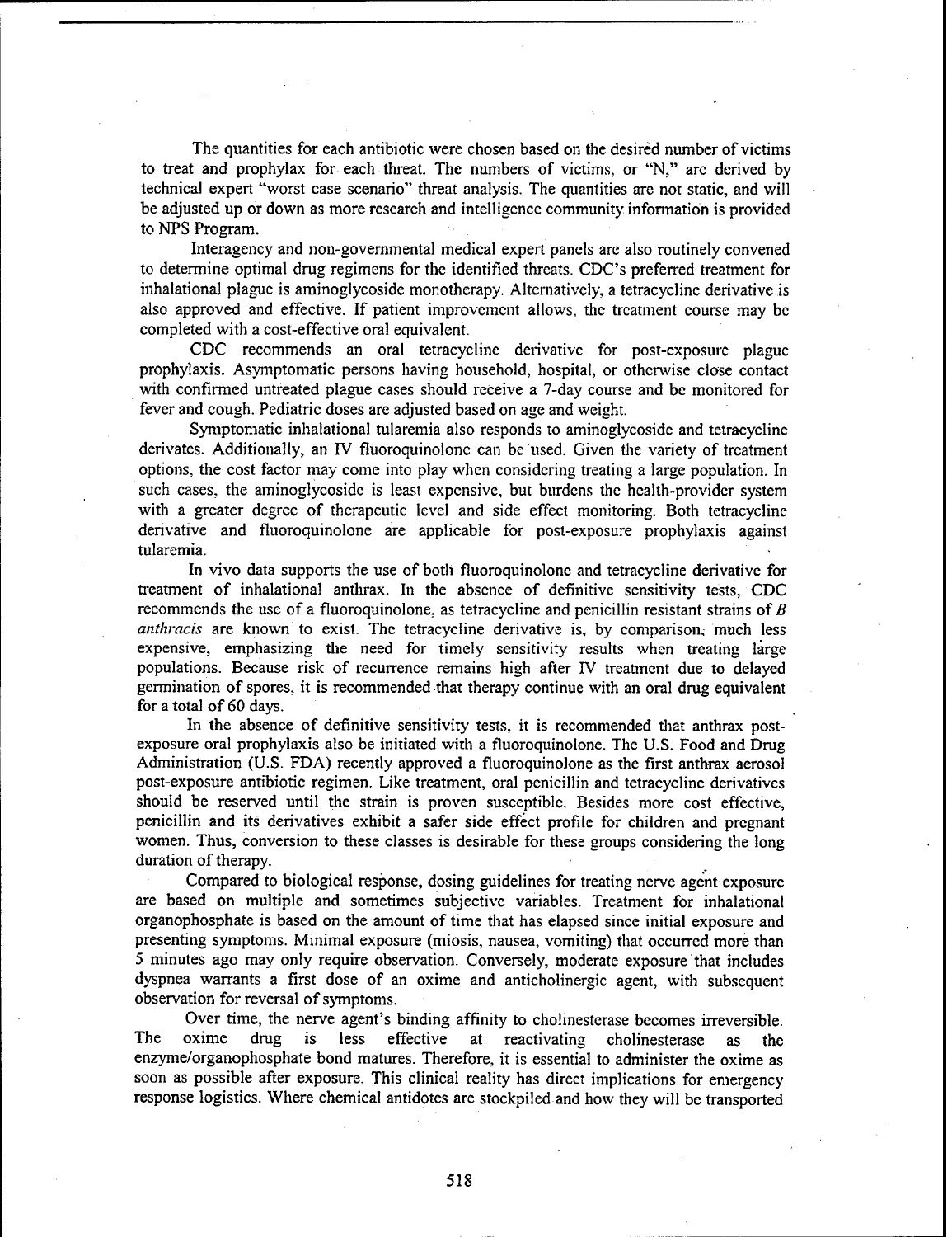The quantities for each antibiotic were chosen based on the desired number of victims to treat and prophylax for each threat. The numbers of victims, or "N," are derived by technical expert "worst case scenario" threat analysis. The quantities are not static, and will be adjusted up or down as more research and intelligence community information is provided to NPS Program.

Interagency and non-governmental medical expert panels are also routinely convened to determine optimal drug regimens for the identified threats. CDC's preferred treatment for inhalational plague is aminoglycoside monotherapy. Alternatively, a tetracycline derivative is also approved and effective. If patient improvement allows, the treatment course may be completed with a cost-effective oral equivalent.

CDC recommends an oral tetracycline derivative for post-exposure plague prophylaxis. Asymptomatic persons having household, hospital, or otherwise close contact with confirmed untreated plague cases should receive a 7-day course and be monitored for fever and cough. Pediatric doses are adjusted based on age and weight.

Symptomatic inhalational tularemia also responds to aminoglycoside and tetracycline derivates. Additionally, an IV fluoroquinolone can be used. Given the variety of treatment options, the cost factor may come into play when considering treating a large population. In such cases, the aminoglycoside is least expensive, but burdens the health-provider system with a greater degree of therapeutic level and side effect monitoring. Both tetracycline derivative and fluoroquinolone are applicable for post-exposure prophylaxis against tularemia.

In vivo data supports the use of both fluoroquinolone and tetracycline derivative for treatment of inhalational anthrax. In the absence of definitive sensitivity tests, CDC recommends the use of a fluoroquinolone, as tetracycline and penicillin resistant strains of *B anthracis* are known to exist. The tetracycline derivative is, by comparison, much less expensive, emphasizing the need for timely sensitivity results when treating large populations. Because risk of recurrence remains high after IV treatment due to delayed germination of spores, it is recommended that therapy continue with an oral drug equivalent for a total of 60 days.

In the absence of definitive sensitivity tests, it is recommended that anthrax post-exposure oral prophylaxis also be initiated with a fluoroquinolone. The U.S. Food and Drug Administration (U.S. FDA) recently approved a fluoroquinolone as the first anthrax aerosol post-exposure antibiotic regimen. Like treatment, oral penicillin and tetracycline derivatives should be reserved until the strain is proven susceptible. Besides more cost effective, penicillin and its derivatives exhibit a safer side effect profile for children and pregnant women. Thus, conversion to these classes is desirable for these groups considering the long duration of therapy.

Compared to biological response, dosing guidelines for treating nerve agent exposure are based on multiple and sometimes subjective variables. Treatment for inhalational organophosphate is based on the amount of time that has elapsed since initial exposure and presenting symptoms. Minimal exposure (miosis, nausea, vomiting) that occurred more than 5 minutes ago may only require observation. Conversely, moderate exposure that includes dyspnea warrants a first dose of an oxime and anticholinergic agent, with subsequent observation for reversal of symptoms.

Over time, the nerve agent's binding affinity to cholinesterase becomes irreversible. The oxime drug is less effective at reactivating cholinesterase as the enzyme/organophosphate bond matures. Therefore, it is essential to administer the oxime as soon as possible after exposure. This clinical reality has direct implications for emergency response logistics. Where chemical antidotes are stockpiled and how they will be transported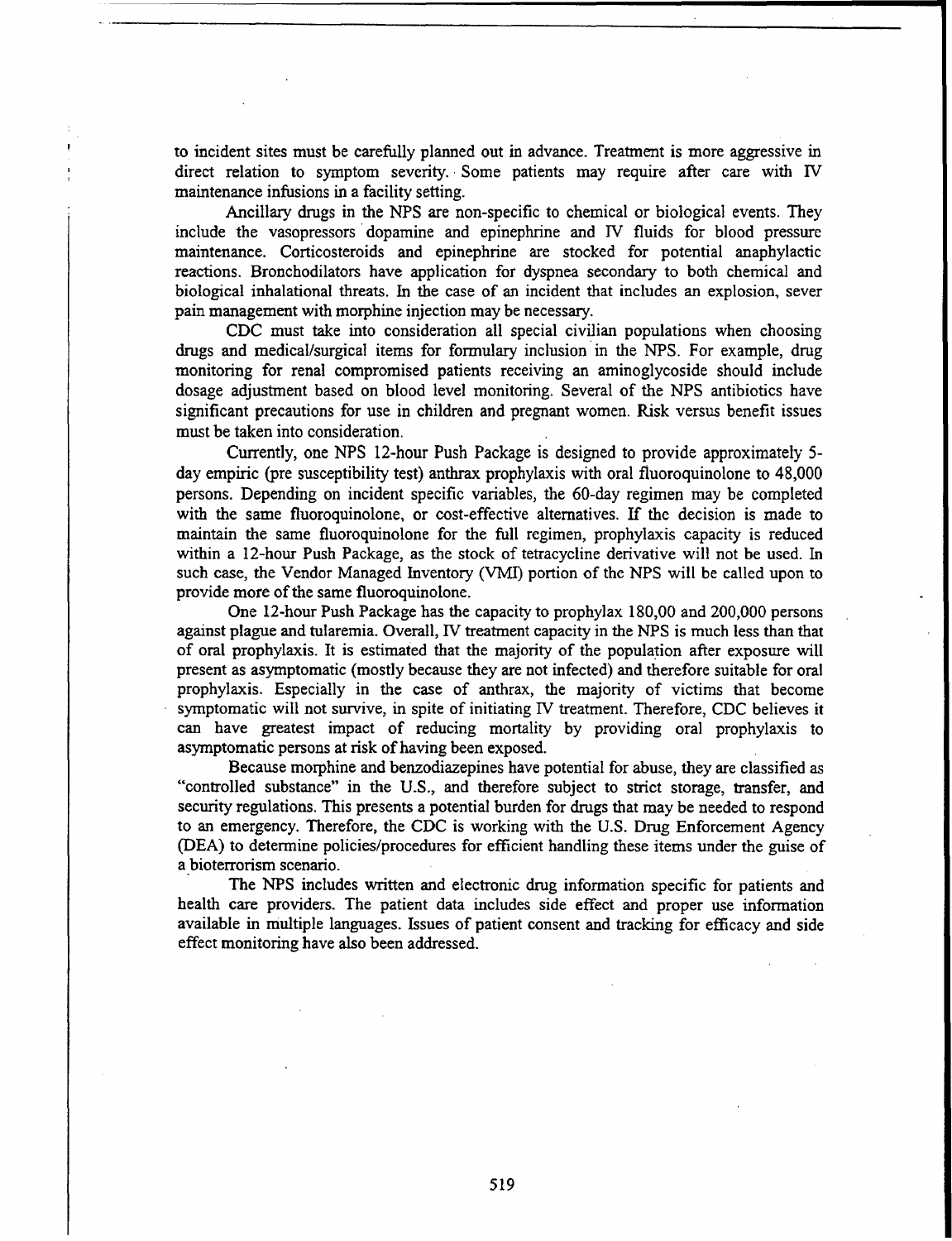to incident sites must be carefully planned out in advance. Treatment is more aggressive in direct relation to symptom severity. Some patients may require after care with IV maintenance infusions in a facility setting.

Ancillary drugs in the NPS are non-specific to chemical or biological events. They include the vasopressors dopamine and epinephrine and IV fluids for blood pressure maintenance. Corticosteroids and epinephrine are stocked for potential anaphylactic reactions. Bronchodilators have application for dyspnea secondary to both chemical and biological inhalational threats. In the case of an incident that includes an explosion, sever pain management with morphine injection may be necessary.

CDC must take into consideration all special civilian populations when choosing drugs and medical/surgical items for formulary inclusion in the NPS. For example, drug monitoring for renal compromised patients receiving an aminoglycoside should include dosage adjustment based on blood level monitoring. Several of the NPS antibiotics have significant precautions for use in children and pregnant women. Risk versus benefit issues must be taken into consideration.

Currently, one NPS 12-hour Push Package is designed to provide approximately 5-day empiric (pre susceptibility test) anthrax prophylaxis with oral fluoroquinolone to 48,000 persons. Depending on incident specific variables, the 60-day regimen may be completed with the same fluoroquinolone, or cost-effective alternatives. If the decision is made to maintain the same fluoroquinolone for the full regimen, prophylaxis capacity is reduced within a 12-hour Push Package, as the stock of tetracycline derivative will not be used. In such case, the Vendor Managed Inventory (VMI) portion of the NPS will be called upon to provide more of the same fluoroquinolone.

One 12-hour Push Package has the capacity to prophylax 180,00 and 200,000 persons against plague and tularemia. Overall, IV treatment capacity in the NPS is much less than that of oral prophylaxis. It is estimated that the majority of the population after exposure will present as asymptomatic (mostly because they are not infected) and therefore suitable for oral prophylaxis. Especially in the case of anthrax, the majority of victims that become symptomatic will not survive, in spite of initiating IV treatment. Therefore, CDC believes it can have greatest impact of reducing mortality by providing oral prophylaxis to asymptomatic persons at risk of having been exposed.

Because morphine and benzodiazepines have potential for abuse, they are classified as "controlled substance" in the U.S., and therefore subject to strict storage, transfer, and security regulations. This presents a potential burden for drugs that may be needed to respond to an emergency. Therefore, the CDC is working with the U.S. Drug Enforcement Agency (DEA) to determine policies/procedures for efficient handling these items under the guise of a bioterrorism scenario.

The NPS includes written and electronic drug information specific for patients and health care providers. The patient data includes side effect and proper use information available in multiple languages. Issues of patient consent and tracking for efficacy and side effect monitoring have also been addressed.